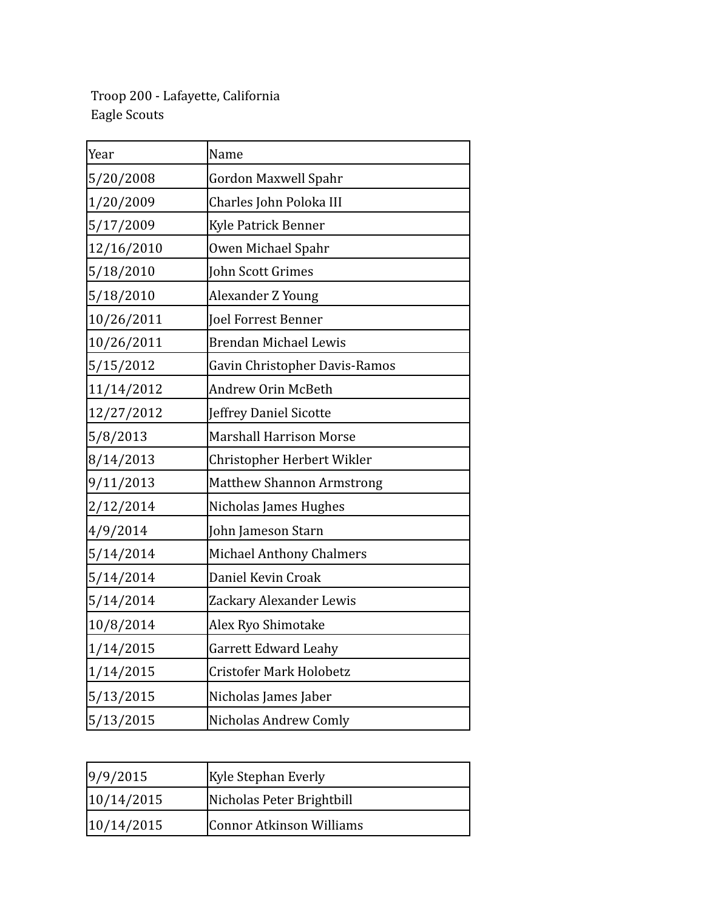Troop 200 - Lafayette, California
Eagle Scouts

| Year | Name |
| --- | --- |
| 5/20/2008 | Gordon Maxwell Spahr |
| 1/20/2009 | Charles John Poloka III |
| 5/17/2009 | Kyle Patrick Benner |
| 12/16/2010 | Owen Michael Spahr |
| 5/18/2010 | John Scott Grimes |
| 5/18/2010 | Alexander Z Young |
| 10/26/2011 | Joel Forrest Benner |
| 10/26/2011 | Brendan Michael Lewis |
| 5/15/2012 | Gavin Christopher Davis-Ramos |
| 11/14/2012 | Andrew Orin McBeth |
| 12/27/2012 | Jeffrey Daniel Sicotte |
| 5/8/2013 | Marshall Harrison Morse |
| 8/14/2013 | Christopher Herbert Wikler |
| 9/11/2013 | Matthew Shannon Armstrong |
| 2/12/2014 | Nicholas James Hughes |
| 4/9/2014 | John Jameson Starn |
| 5/14/2014 | Michael Anthony Chalmers |
| 5/14/2014 | Daniel Kevin Croak |
| 5/14/2014 | Zackary Alexander Lewis |
| 10/8/2014 | Alex Ryo Shimotake |
| 1/14/2015 | Garrett Edward Leahy |
| 1/14/2015 | Cristofer Mark Holobetz |
| 5/13/2015 | Nicholas James Jaber |
| 5/13/2015 | Nicholas Andrew Comly |
| 9/9/2015 | Kyle Stephan Everly |
| 10/14/2015 | Nicholas Peter Brightbill |
| 10/14/2015 | Connor Atkinson Williams |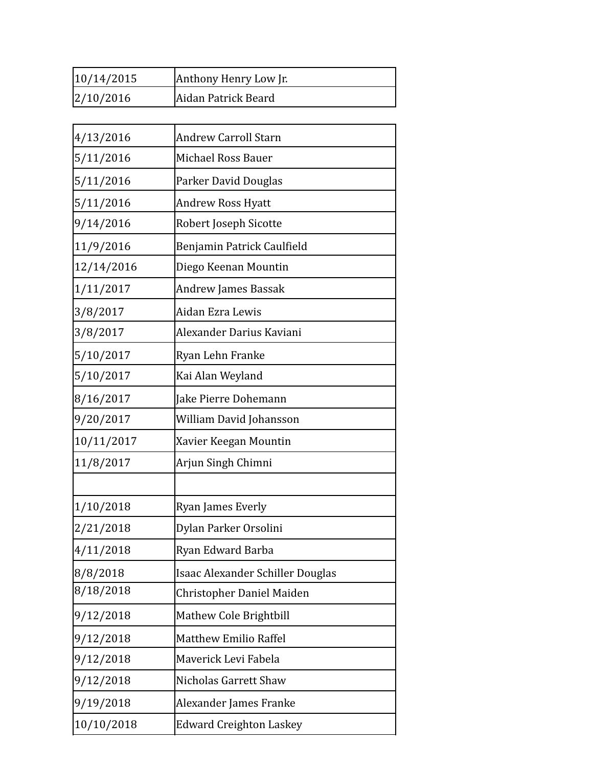| | |
|---|---|
| 10/14/2015 | Anthony Henry Low Jr. |
| 2/10/2016 | Aidan Patrick Beard |

| | |
|---|---|
| 4/13/2016 | Andrew Carroll Starn |
| 5/11/2016 | Michael Ross Bauer |
| 5/11/2016 | Parker David Douglas |
| 5/11/2016 | Andrew Ross Hyatt |
| 9/14/2016 | Robert Joseph Sicotte |
| 11/9/2016 | Benjamin Patrick Caulfield |
| 12/14/2016 | Diego Keenan Mountin |
| 1/11/2017 | Andrew James Bassak |
| 3/8/2017 | Aidan Ezra Lewis |
| 3/8/2017 | Alexander Darius Kaviani |
| 5/10/2017 | Ryan Lehn Franke |
| 5/10/2017 | Kai Alan Weyland |
| 8/16/2017 | Jake Pierre Dohemann |
| 9/20/2017 | William David Johansson |
| 10/11/2017 | Xavier Keegan Mountin |
| 11/8/2017 | Arjun Singh Chimni |
| | |
| 1/10/2018 | Ryan James Everly |
| 2/21/2018 | Dylan Parker Orsolini |
| 4/11/2018 | Ryan Edward Barba |
| 8/8/2018 | Isaac Alexander Schiller Douglas |
| 8/18/2018 | Christopher Daniel Maiden |
| 9/12/2018 | Mathew Cole Brightbill |
| 9/12/2018 | Matthew Emilio Raffel |
| 9/12/2018 | Maverick Levi Fabela |
| 9/12/2018 | Nicholas Garrett Shaw |
| 9/19/2018 | Alexander James Franke |
| 10/10/2018 | Edward Creighton Laskey |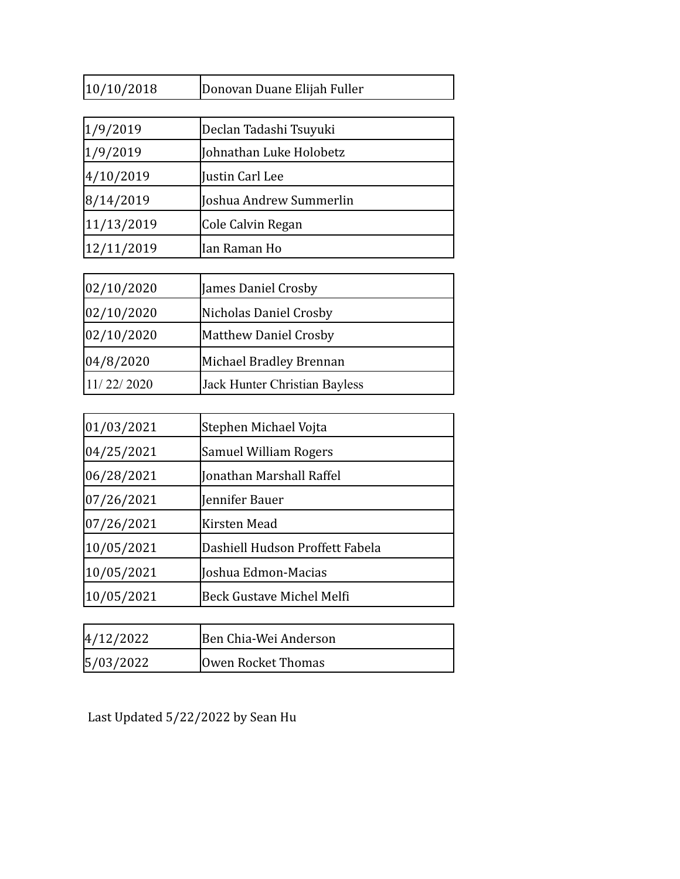| | |
|---|---|
| 10/10/2018 | Donovan Duane Elijah Fuller |

| | |
|---|---|
| 1/9/2019 | Declan Tadashi Tsuyuki |
| 1/9/2019 | Johnathan Luke Holobetz |
| 4/10/2019 | Justin Carl Lee |
| 8/14/2019 | Joshua Andrew Summerlin |
| 11/13/2019 | Cole Calvin Regan |
| 12/11/2019 | Ian Raman Ho |

| | |
|---|---|
| 02/10/2020 | James Daniel Crosby |
| 02/10/2020 | Nicholas Daniel Crosby |
| 02/10/2020 | Matthew Daniel Crosby |
| 04/8/2020 | Michael Bradley Brennan |
| 11/ 22/ 2020 | Jack Hunter Christian Bayless |

| | |
|---|---|
| 01/03/2021 | Stephen Michael Vojta |
| 04/25/2021 | Samuel William Rogers |
| 06/28/2021 | Jonathan Marshall Raffel |
| 07/26/2021 | Jennifer Bauer |
| 07/26/2021 | Kirsten Mead |
| 10/05/2021 | Dashiell Hudson Proffett Fabela |
| 10/05/2021 | Joshua Edmon-Macias |
| 10/05/2021 | Beck Gustave Michel Melfi |

| | |
|---|---|
| 4/12/2022 | Ben Chia-Wei Anderson |
| 5/03/2022 | Owen Rocket Thomas |

Last Updated 5/22/2022 by Sean Hu